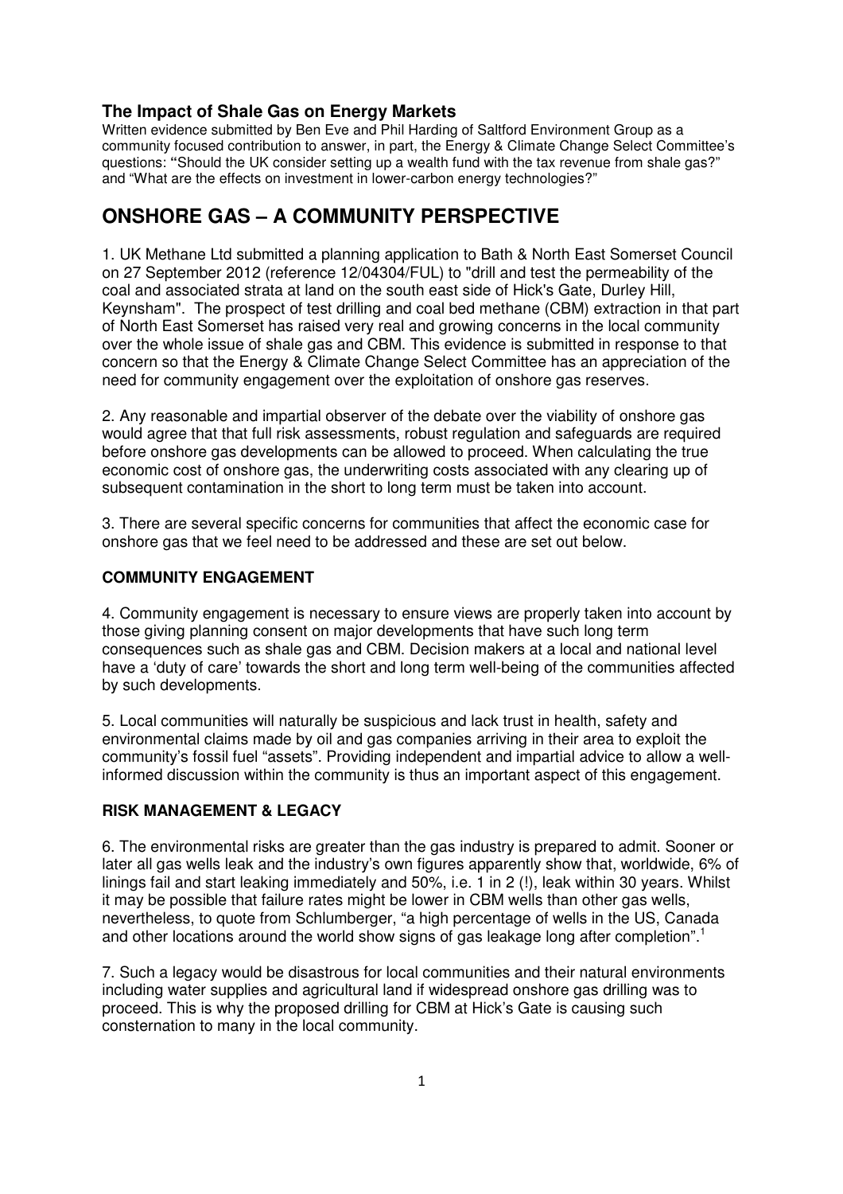### The Impact of Shale Gas on Energy Markets

Written evidence submitted by Ben Eve and Phil Harding of Saltford Environment Group as a community focused contribution to answer, in part, the Energy & Climate Change Select Committee's questions: "Should the UK consider setting up a wealth fund with the tax revenue from shale gas?" and "What are the effects on investment in lower-carbon energy technologies?"

# ONSHORE GAS – A COMMUNITY PERSPECTIVE

1. UK Methane Ltd submitted a planning application to Bath & North East Somerset Council on 27 September 2012 (reference 12/04304/FUL) to "drill and test the permeability of the coal and associated strata at land on the south east side of Hick's Gate, Durley Hill, Keynsham". The prospect of test drilling and coal bed methane (CBM) extraction in that part of North East Somerset has raised very real and growing concerns in the local community over the whole issue of shale gas and CBM. This evidence is submitted in response to that concern so that the Energy & Climate Change Select Committee has an appreciation of the need for community engagement over the exploitation of onshore gas reserves.

2. Any reasonable and impartial observer of the debate over the viability of onshore gas would agree that that full risk assessments, robust regulation and safeguards are required before onshore gas developments can be allowed to proceed. When calculating the true economic cost of onshore gas, the underwriting costs associated with any clearing up of subsequent contamination in the short to long term must be taken into account.

3. There are several specific concerns for communities that affect the economic case for onshore gas that we feel need to be addressed and these are set out below.

### COMMUNITY ENGAGEMENT

4. Community engagement is necessary to ensure views are properly taken into account by those giving planning consent on major developments that have such long term consequences such as shale gas and CBM. Decision makers at a local and national level have a 'duty of care' towards the short and long term well-being of the communities affected by such developments.

5. Local communities will naturally be suspicious and lack trust in health, safety and environmental claims made by oil and gas companies arriving in their area to exploit the community's fossil fuel "assets". Providing independent and impartial advice to allow a well-informed discussion within the community is thus an important aspect of this engagement.

### RISK MANAGEMENT & LEGACY

6. The environmental risks are greater than the gas industry is prepared to admit. Sooner or later all gas wells leak and the industry's own figures apparently show that, worldwide, 6% of linings fail and start leaking immediately and 50%, i.e. 1 in 2 (!), leak within 30 years. Whilst it may be possible that failure rates might be lower in CBM wells than other gas wells, nevertheless, to quote from Schlumberger, "a high percentage of wells in the US, Canada and other locations around the world show signs of gas leakage long after completion".[1]

7. Such a legacy would be disastrous for local communities and their natural environments including water supplies and agricultural land if widespread onshore gas drilling was to proceed. This is why the proposed drilling for CBM at Hick's Gate is causing such consternation to many in the local community.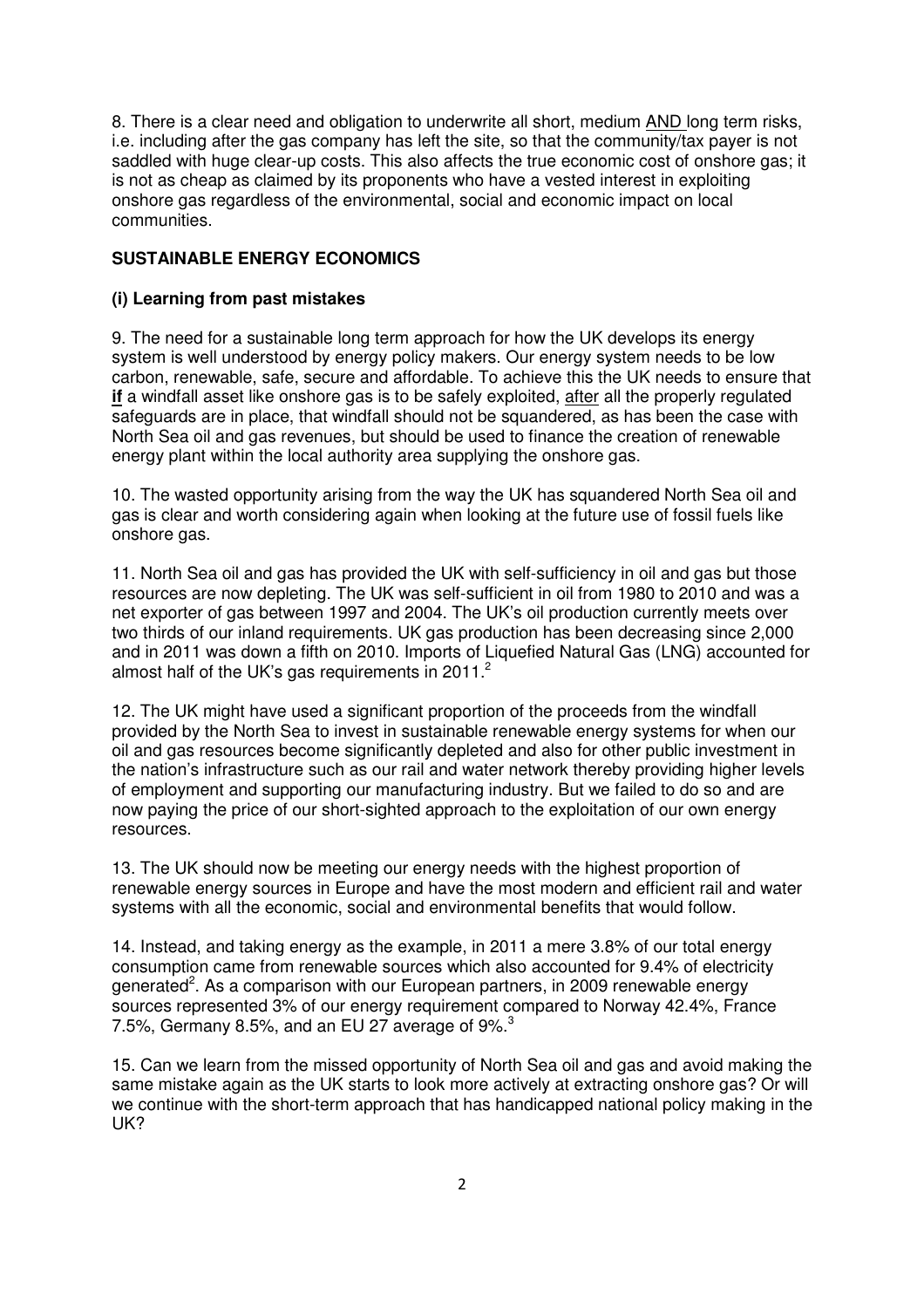8. There is a clear need and obligation to underwrite all short, medium AND long term risks, i.e. including after the gas company has left the site, so that the community/tax payer is not saddled with huge clear-up costs. This also affects the true economic cost of onshore gas; it is not as cheap as claimed by its proponents who have a vested interest in exploiting onshore gas regardless of the environmental, social and economic impact on local communities.

**SUSTAINABLE ENERGY ECONOMICS**

**(i) Learning from past mistakes**

9. The need for a sustainable long term approach for how the UK develops its energy system is well understood by energy policy makers. Our energy system needs to be low carbon, renewable, safe, secure and affordable. To achieve this the UK needs to ensure that **if** a windfall asset like onshore gas is to be safely exploited, after all the properly regulated safeguards are in place, that windfall should not be squandered, as has been the case with North Sea oil and gas revenues, but should be used to finance the creation of renewable energy plant within the local authority area supplying the onshore gas.

10. The wasted opportunity arising from the way the UK has squandered North Sea oil and gas is clear and worth considering again when looking at the future use of fossil fuels like onshore gas.

11. North Sea oil and gas has provided the UK with self-sufficiency in oil and gas but those resources are now depleting. The UK was self-sufficient in oil from 1980 to 2010 and was a net exporter of gas between 1997 and 2004. The UK's oil production currently meets over two thirds of our inland requirements. UK gas production has been decreasing since 2,000 and in 2011 was down a fifth on 2010. Imports of Liquefied Natural Gas (LNG) accounted for almost half of the UK's gas requirements in 2011.[2]

12. The UK might have used a significant proportion of the proceeds from the windfall provided by the North Sea to invest in sustainable renewable energy systems for when our oil and gas resources become significantly depleted and also for other public investment in the nation's infrastructure such as our rail and water network thereby providing higher levels of employment and supporting our manufacturing industry. But we failed to do so and are now paying the price of our short-sighted approach to the exploitation of our own energy resources.

13. The UK should now be meeting our energy needs with the highest proportion of renewable energy sources in Europe and have the most modern and efficient rail and water systems with all the economic, social and environmental benefits that would follow.

14. Instead, and taking energy as the example, in 2011 a mere 3.8% of our total energy consumption came from renewable sources which also accounted for 9.4% of electricity generated[2]. As a comparison with our European partners, in 2009 renewable energy sources represented 3% of our energy requirement compared to Norway 42.4%, France 7.5%, Germany 8.5%, and an EU 27 average of 9%.[3]

15. Can we learn from the missed opportunity of North Sea oil and gas and avoid making the same mistake again as the UK starts to look more actively at extracting onshore gas? Or will we continue with the short-term approach that has handicapped national policy making in the UK?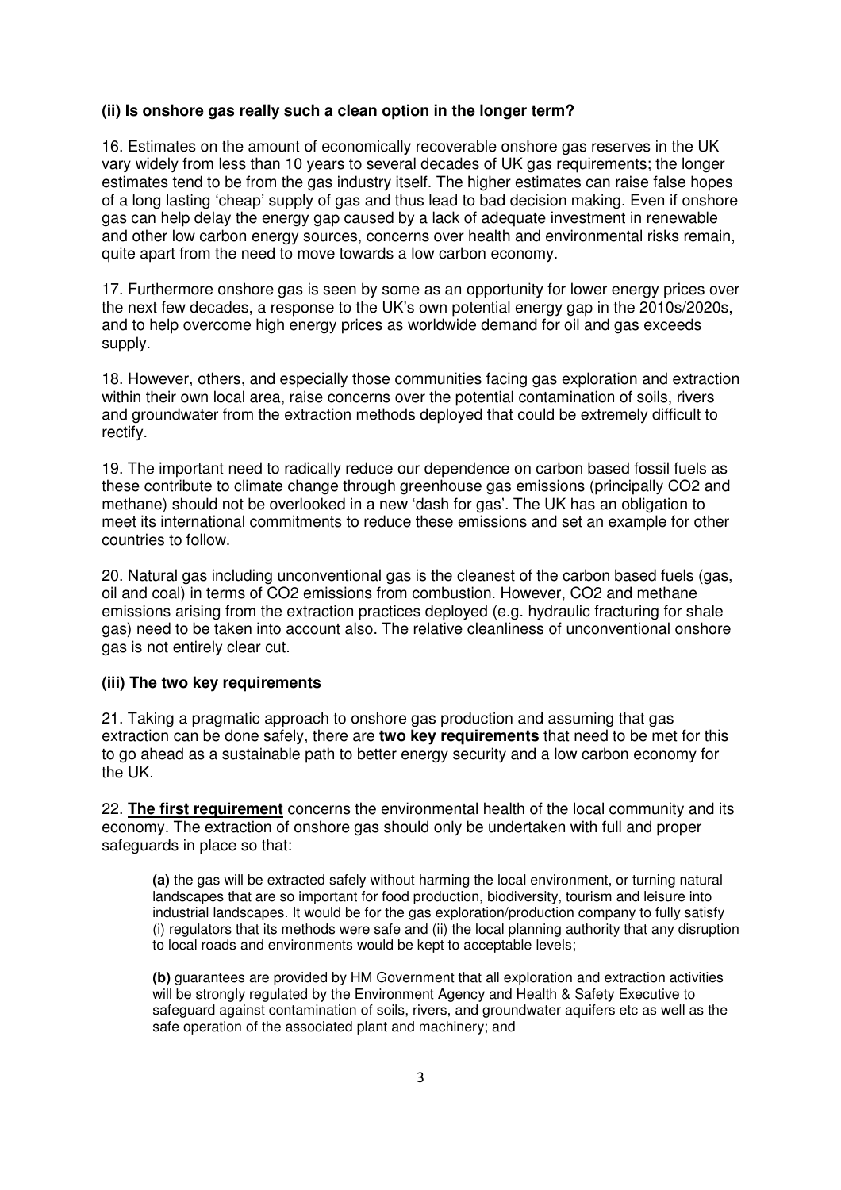### (ii) Is onshore gas really such a clean option in the longer term?

16. Estimates on the amount of economically recoverable onshore gas reserves in the UK vary widely from less than 10 years to several decades of UK gas requirements; the longer estimates tend to be from the gas industry itself. The higher estimates can raise false hopes of a long lasting 'cheap' supply of gas and thus lead to bad decision making. Even if onshore gas can help delay the energy gap caused by a lack of adequate investment in renewable and other low carbon energy sources, concerns over health and environmental risks remain, quite apart from the need to move towards a low carbon economy.

17. Furthermore onshore gas is seen by some as an opportunity for lower energy prices over the next few decades, a response to the UK's own potential energy gap in the 2010s/2020s, and to help overcome high energy prices as worldwide demand for oil and gas exceeds supply.

18. However, others, and especially those communities facing gas exploration and extraction within their own local area, raise concerns over the potential contamination of soils, rivers and groundwater from the extraction methods deployed that could be extremely difficult to rectify.

19. The important need to radically reduce our dependence on carbon based fossil fuels as these contribute to climate change through greenhouse gas emissions (principally $CO_2$ and methane) should not be overlooked in a new 'dash for gas'. The UK has an obligation to meet its international commitments to reduce these emissions and set an example for other countries to follow.

20. Natural gas including unconventional gas is the cleanest of the carbon based fuels (gas, oil and coal) in terms of $CO_2$ emissions from combustion. However, $CO_2$ and methane emissions arising from the extraction practices deployed (e.g. hydraulic fracturing for shale gas) need to be taken into account also. The relative cleanliness of unconventional onshore gas is not entirely clear cut.

### (iii) The two key requirements

21. Taking a pragmatic approach to onshore gas production and assuming that gas extraction can be done safely, there are **two key requirements** that need to be met for this to go ahead as a sustainable path to better energy security and a low carbon economy for the UK.

22. **The first requirement** concerns the environmental health of the local community and its economy. The extraction of onshore gas should only be undertaken with full and proper safeguards in place so that:

> **(a)** the gas will be extracted safely without harming the local environment, or turning natural landscapes that are so important for food production, biodiversity, tourism and leisure into industrial landscapes. It would be for the gas exploration/production company to fully satisfy (i) regulators that its methods were safe and (ii) the local planning authority that any disruption to local roads and environments would be kept to acceptable levels;
>
> **(b)** guarantees are provided by HM Government that all exploration and extraction activities will be strongly regulated by the Environment Agency and Health & Safety Executive to safeguard against contamination of soils, rivers, and groundwater aquifers etc as well as the safe operation of the associated plant and machinery; and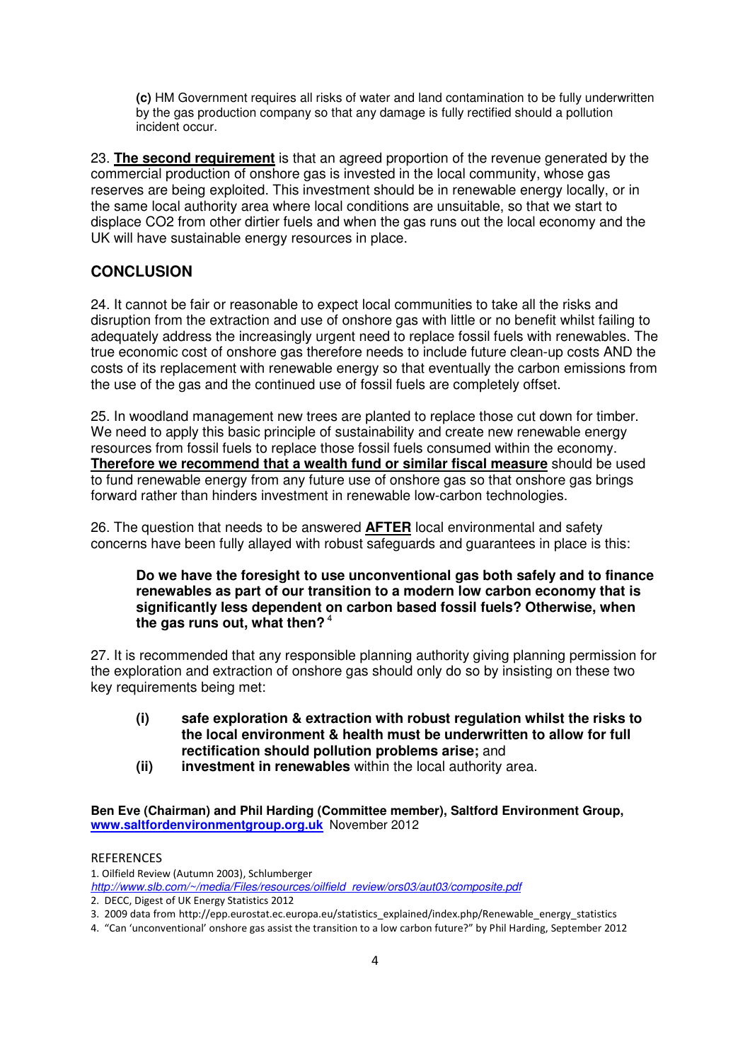**(c)** HM Government requires all risks of water and land contamination to be fully underwritten by the gas production company so that any damage is fully rectified should a pollution incident occur.

23. **The second requirement** is that an agreed proportion of the revenue generated by the commercial production of onshore gas is invested in the local community, whose gas reserves are being exploited. This investment should be in renewable energy locally, or in the same local authority area where local conditions are unsuitable, so that we start to displace $CO_2$ from other dirtier fuels and when the gas runs out the local economy and the UK will have sustainable energy resources in place.

## CONCLUSION

24. It cannot be fair or reasonable to expect local communities to take all the risks and disruption from the extraction and use of onshore gas with little or no benefit whilst failing to adequately address the increasingly urgent need to replace fossil fuels with renewables. The true economic cost of onshore gas therefore needs to include future clean-up costs AND the costs of its replacement with renewable energy so that eventually the carbon emissions from the use of the gas and the continued use of fossil fuels are completely offset.

25. In woodland management new trees are planted to replace those cut down for timber. We need to apply this basic principle of sustainability and create new renewable energy resources from fossil fuels to replace those fossil fuels consumed within the economy. **Therefore we recommend that a wealth fund or similar fiscal measure** should be used to fund renewable energy from any future use of onshore gas so that onshore gas brings forward rather than hinders investment in renewable low-carbon technologies.

26. The question that needs to be answered **AFTER** local environmental and safety concerns have been fully allayed with robust safeguards and guarantees in place is this:

> **Do we have the foresight to use unconventional gas both safely and to finance renewables as part of our transition to a modern low carbon economy that is significantly less dependent on carbon based fossil fuels? Otherwise, when the gas runs out, what then?** [4]

27. It is recommended that any responsible planning authority giving planning permission for the exploration and extraction of onshore gas should only do so by insisting on these two key requirements being met:

- **(i)** **safe exploration & extraction with robust regulation whilst the risks to the local environment & health must be underwritten to allow for full rectification should pollution problems arise;** and
- **(ii)** **investment in renewables** within the local authority area.

**Ben Eve (Chairman) and Phil Harding (Committee member), Saltford Environment Group, www.saltfordenvironmentgroup.org.uk** November 2012

REFERENCES

1. Oilfield Review (Autumn 2003), Schlumberger *http://www.slb.com/~/media/Files/resources/oilfield_review/ors03/aut03/composite.pdf*
2. DECC, Digest of UK Energy Statistics 2012
3. 2009 data from http://epp.eurostat.ec.europa.eu/statistics_explained/index.php/Renewable_energy_statistics
4. "Can 'unconventional' onshore gas assist the transition to a low carbon future?" by Phil Harding, September 2012